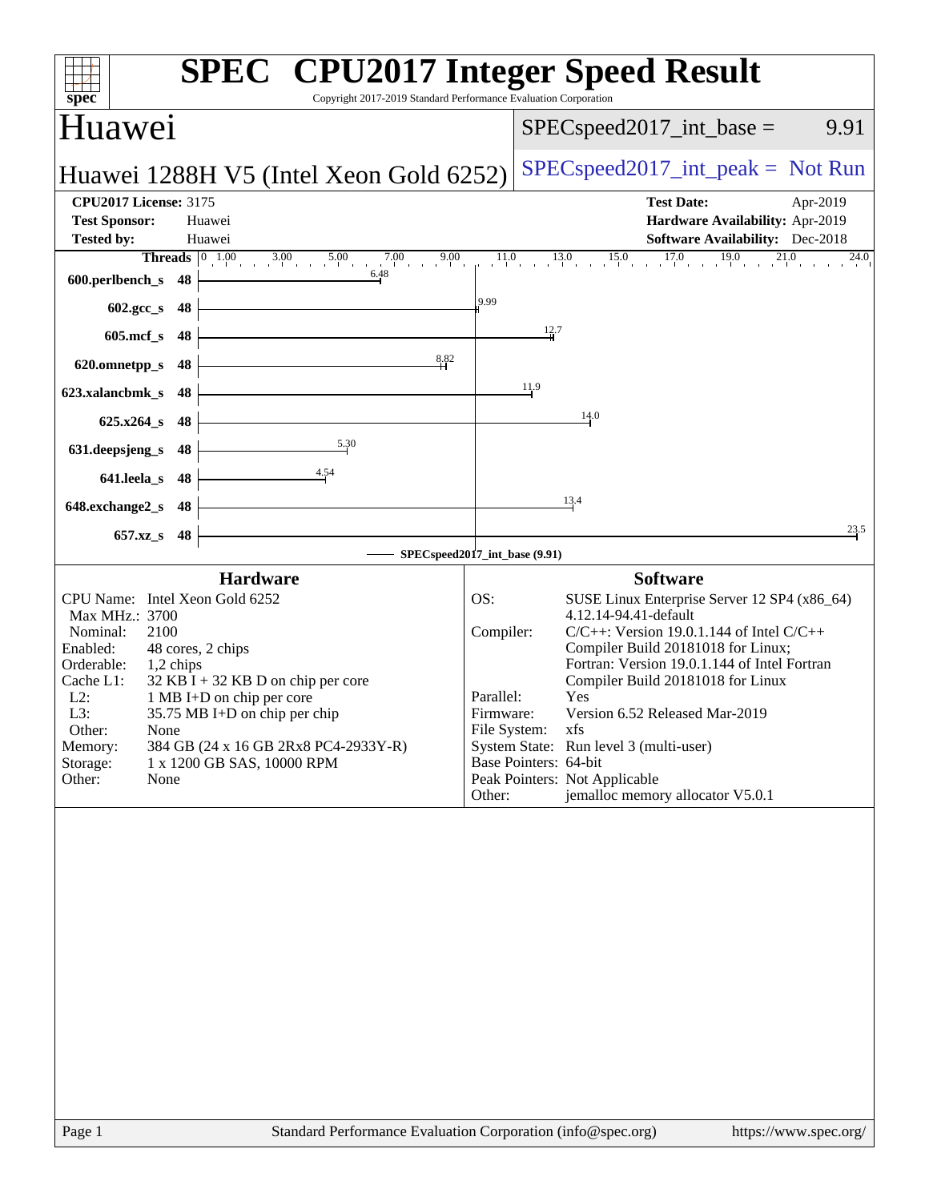# SPEC CPU2017 Integer Speed Result

Copyright 2017-2019 Standard Performance Evaluation Corporation

## Huawei

**Huawei 1288H V5 (Intel Xeon Gold 6252)**

SPECspeed2017_int_base = 9.91

SPECspeed2017_int_peak = Not Run

| | | | |
|---|---|---|---|
| **CPU2017 License:** | 3175 | **Test Date:** | Apr-2019 |
| **Test Sponsor:** | Huawei | **Hardware Availability:** | Apr-2019 |
| **Tested by:** | Huawei | **Software Availability:** | Dec-2018 |

| Benchmark | Threads | Base |
|---|---|---|
| 600.perlbench_s | 48 | 6.48 |
| 602.gcc_s | 48 | 9.99 |
| 605.mcf_s | 48 | 12.7 |
| 620.omnetpp_s | 48 | 8.82 |
| 623.xalancbmk_s | 48 | 11.9 |
| 625.x264_s | 48 | 14.0 |
| 631.deepsjeng_s | 48 | 5.30 |
| 641.leela_s | 48 | 4.54 |
| 648.exchange2_s | 48 | 13.4 |
| 657.xz_s | 48 | 23.5 |

SPECspeed2017_int_base (9.91)

### Hardware

| | |
|---|---|
| CPU Name: | Intel Xeon Gold 6252 |
| Max MHz.: | 3700 |
| Nominal: | 2100 |
| Enabled: | 48 cores, 2 chips |
| Orderable: | 1,2 chips |
| Cache L1: | 32 KB I + 32 KB D on chip per core |
| L2: | 1 MB I+D on chip per core |
| L3: | 35.75 MB I+D on chip per chip |
| Other: | None |
| Memory: | 384 GB (24 x 16 GB 2Rx8 PC4-2933Y-R) |
| Storage: | 1 x 1200 GB SAS, 10000 RPM |
| Other: | None |

### Software

| | |
|---|---|
| OS: | SUSE Linux Enterprise Server 12 SP4 (x86_64) 4.12.14-94.41-default |
| Compiler: | C/C++: Version 19.0.1.144 of Intel C/C++ Compiler Build 20181018 for Linux; Fortran: Version 19.0.1.144 of Intel Fortran Compiler Build 20181018 for Linux |
| Parallel: | Yes |
| Firmware: | Version 6.52 Released Mar-2019 |
| File System: | xfs |
| System State: | Run level 3 (multi-user) |
| Base Pointers: | 64-bit |
| Peak Pointers: | Not Applicable |
| Other: | jemalloc memory allocator V5.0.1 |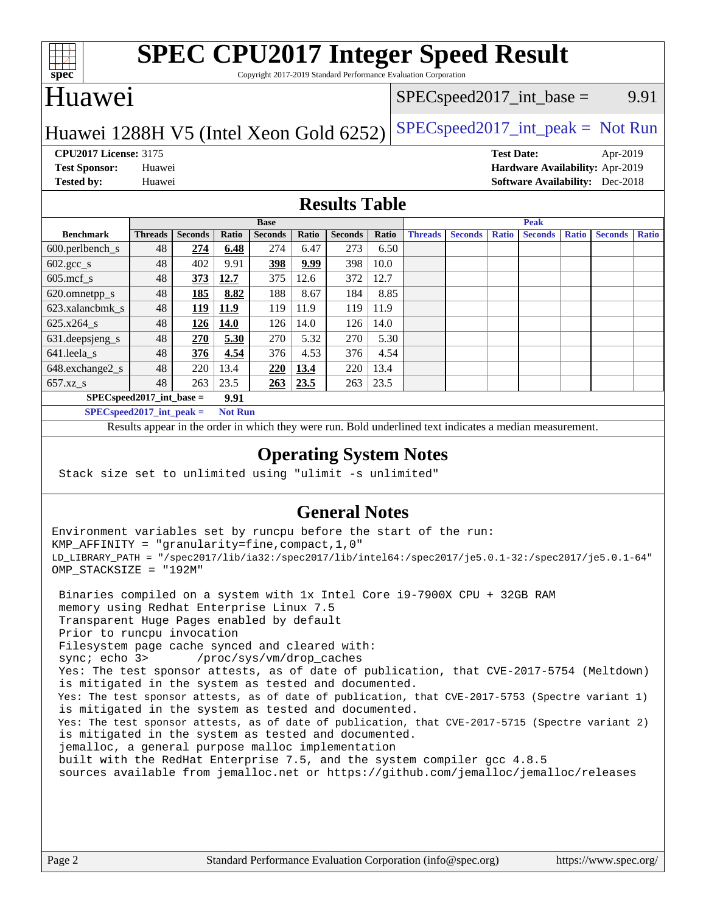# SPEC CPU2017 Integer Speed Result

Copyright 2017-2019 Standard Performance Evaluation Corporation

## Huawei

Huawei 1288H V5 (Intel Xeon Gold 6252)

SPECspeed2017_int_base = 9.91

SPECspeed2017_int_peak = Not Run

**CPU2017 License:** 3175
**Test Sponsor:** Huawei
**Tested by:** Huawei

**Test Date:** Apr-2019
**Hardware Availability:** Apr-2019
**Software Availability:** Dec-2018

## Results Table

| Benchmark | Base | | | | | | | Peak | | | | | | |
|---|---|---|---|---|---|---|---|---|---|---|---|---|---|---|
| | Threads | Seconds | Ratio | Seconds | Ratio | Seconds | Ratio | Threads | Seconds | Ratio | Seconds | Ratio | Seconds | Ratio |
| 600.perlbench_s | 48 | **274** | **6.48** | 274 | 6.47 | 273 | 6.50 | | | | | | | |
| 602.gcc_s | 48 | 402 | 9.91 | **398** | **9.99** | 398 | 10.0 | | | | | | | |
| 605.mcf_s | 48 | **373** | **12.7** | 375 | 12.6 | 372 | 12.7 | | | | | | | |
| 620.omnetpp_s | 48 | **185** | **8.82** | 188 | 8.67 | 184 | 8.85 | | | | | | | |
| 623.xalancbmk_s | 48 | **119** | **11.9** | 119 | 11.9 | 119 | 11.9 | | | | | | | |
| 625.x264_s | 48 | **126** | **14.0** | 126 | 14.0 | 126 | 14.0 | | | | | | | |
| 631.deepsjeng_s | 48 | **270** | **5.30** | 270 | 5.32 | 270 | 5.30 | | | | | | | |
| 641.leela_s | 48 | **376** | **4.54** | 376 | 4.53 | 376 | 4.54 | | | | | | | |
| 648.exchange2_s | 48 | 220 | 13.4 | **220** | **13.4** | 220 | 13.4 | | | | | | | |
| 657.xz_s | 48 | 263 | 23.5 | **263** | **23.5** | 263 | 23.5 | | | | | | | |

**SPECspeed2017_int_base = 9.91**

**SPECspeed2017_int_peak = Not Run**

Results appear in the order in which they were run. Bold underlined text indicates a median measurement.

## Operating System Notes

```
Stack size set to unlimited using "ulimit -s unlimited"
```

## General Notes

```
Environment variables set by runcpu before the start of the run:
KMP_AFFINITY = "granularity=fine,compact,1,0"
LD_LIBRARY_PATH = "/spec2017/lib/ia32:/spec2017/lib/intel64:/spec2017/je5.0.1-32:/spec2017/je5.0.1-64"
OMP_STACKSIZE = "192M"

 Binaries compiled on a system with 1x Intel Core i9-7900X CPU + 32GB RAM
 memory using Redhat Enterprise Linux 7.5
 Transparent Huge Pages enabled by default
 Prior to runcpu invocation
 Filesystem page cache synced and cleared with:
 sync; echo 3>       /proc/sys/vm/drop_caches
 Yes: The test sponsor attests, as of date of publication, that CVE-2017-5754 (Meltdown)
 is mitigated in the system as tested and documented.
 Yes: The test sponsor attests, as of date of publication, that CVE-2017-5753 (Spectre variant 1)
 is mitigated in the system as tested and documented.
 Yes: The test sponsor attests, as of date of publication, that CVE-2017-5715 (Spectre variant 2)
 is mitigated in the system as tested and documented.
 jemalloc, a general purpose malloc implementation
 built with the RedHat Enterprise 7.5, and the system compiler gcc 4.8.5
 sources available from jemalloc.net or https://github.com/jemalloc/jemalloc/releases
```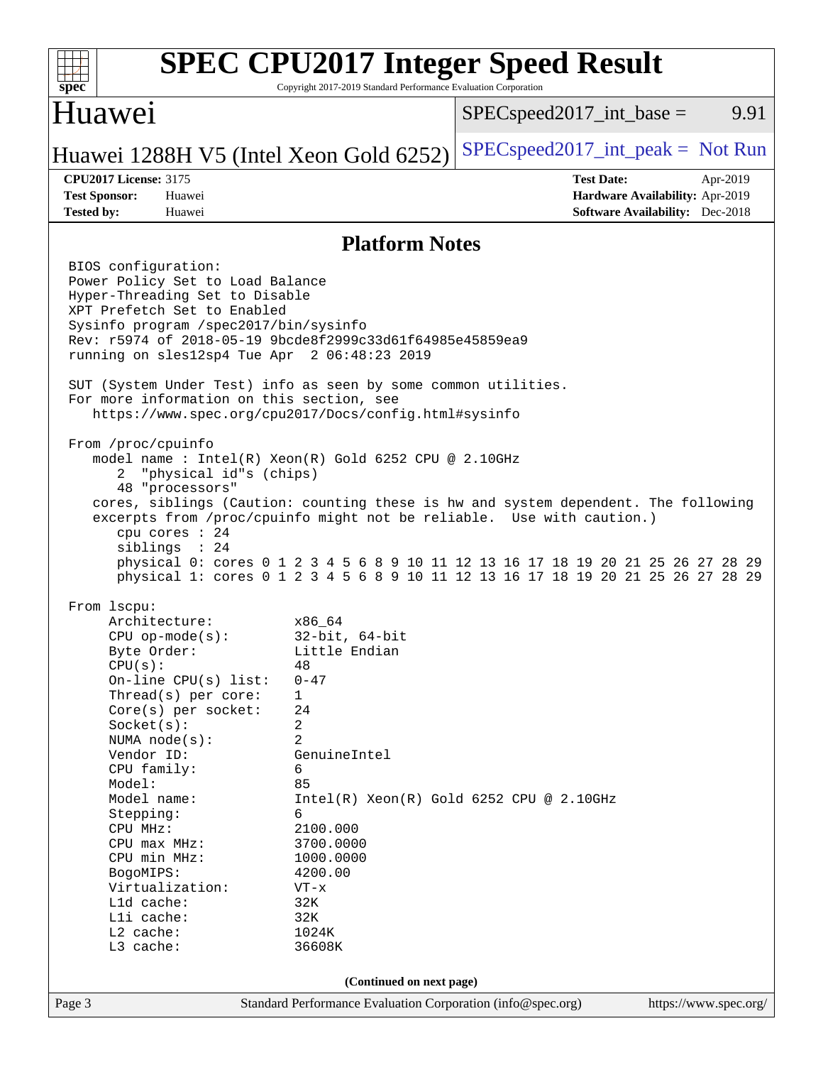# SPEC CPU2017 Integer Speed Result

Copyright 2017-2019 Standard Performance Evaluation Corporation

## Huawei

Huawei 1288H V5 (Intel Xeon Gold 6252)

SPECspeed2017_int_base = 9.91

SPECspeed2017_int_peak = Not Run

**CPU2017 License:** 3175
**Test Sponsor:** Huawei
**Tested by:** Huawei

**Test Date:** Apr-2019
**Hardware Availability:** Apr-2019
**Software Availability:** Dec-2018

### Platform Notes

```
BIOS configuration:
Power Policy Set to Load Balance
Hyper-Threading Set to Disable
XPT Prefetch Set to Enabled
Sysinfo program /spec2017/bin/sysinfo
Rev: r5974 of 2018-05-19 9bcde8f2999c33d61f64985e45859ea9
running on sles12sp4 Tue Apr  2 06:48:23 2019

SUT (System Under Test) info as seen by some common utilities.
For more information on this section, see
   https://www.spec.org/cpu2017/Docs/config.html#sysinfo

From /proc/cpuinfo
   model name : Intel(R) Xeon(R) Gold 6252 CPU @ 2.10GHz
      2  "physical id"s (chips)
      48 "processors"
   cores, siblings (Caution: counting these is hw and system dependent. The following
   excerpts from /proc/cpuinfo might not be reliable.  Use with caution.)
      cpu cores : 24
      siblings  : 24
      physical 0: cores 0 1 2 3 4 5 6 8 9 10 11 12 13 16 17 18 19 20 21 25 26 27 28 29
      physical 1: cores 0 1 2 3 4 5 6 8 9 10 11 12 13 16 17 18 19 20 21 25 26 27 28 29

From lscpu:
     Architecture:          x86_64
     CPU op-mode(s):        32-bit, 64-bit
     Byte Order:            Little Endian
     CPU(s):                48
     On-line CPU(s) list:   0-47
     Thread(s) per core:    1
     Core(s) per socket:    24
     Socket(s):             2
     NUMA node(s):          2
     Vendor ID:             GenuineIntel
     CPU family:            6
     Model:                 85
     Model name:            Intel(R) Xeon(R) Gold 6252 CPU @ 2.10GHz
     Stepping:              6
     CPU MHz:               2100.000
     CPU max MHz:           3700.0000
     CPU min MHz:           1000.0000
     BogoMIPS:              4200.00
     Virtualization:        VT-x
     L1d cache:             32K
     L1i cache:             32K
     L2 cache:              1024K
     L3 cache:              36608K
```

(Continued on next page)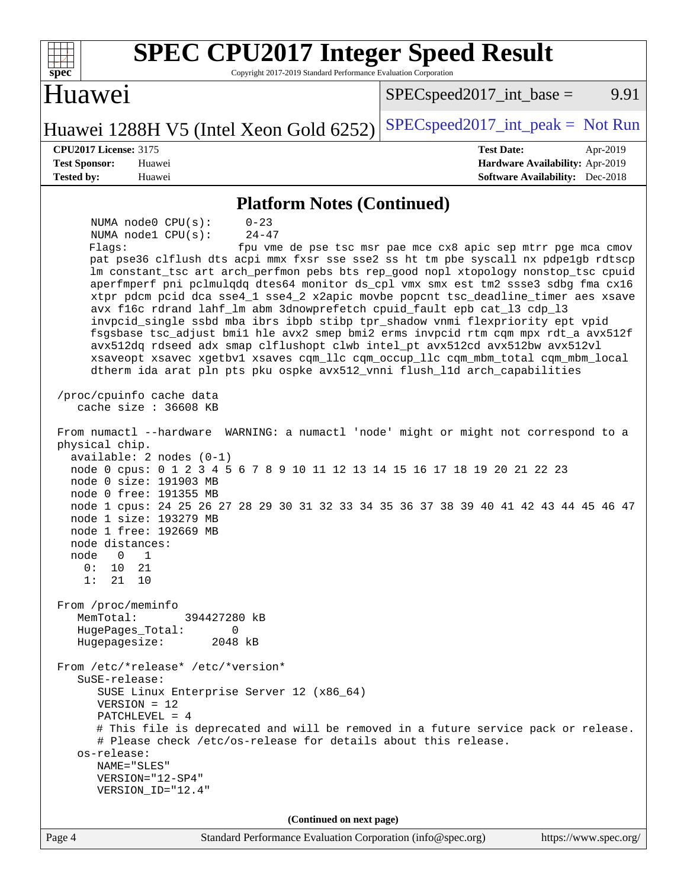## Platform Notes (Continued)

```
      NUMA node0 CPU(s):     0-23
      NUMA node1 CPU(s):     24-47
      Flags:                 fpu vme de pse tsc msr pae mce cx8 apic sep mtrr pge mca cmov
      pat pse36 clflush dts acpi mmx fxsr sse sse2 ss ht tm pbe syscall nx pdpe1gb rdtscp
      lm constant_tsc art arch_perfmon pebs bts rep_good nopl xtopology nonstop_tsc cpuid
      aperfmperf pni pclmulqdq dtes64 monitor ds_cpl vmx smx est tm2 ssse3 sdbg fma cx16
      xtpr pdcm pcid dca sse4_1 sse4_2 x2apic movbe popcnt tsc_deadline_timer aes xsave
      avx f16c rdrand lahf_lm abm 3dnowprefetch cpuid_fault epb cat_l3 cdp_l3
      invpcid_single ssbd mba ibrs ibpb stibp tpr_shadow vnmi flexpriority ept vpid
      fsgsbase tsc_adjust bmi1 hle avx2 smep bmi2 erms invpcid rtm cqm mpx rdt_a avx512f
      avx512dq rdseed adx smap clflushopt clwb intel_pt avx512cd avx512bw avx512vl
      xsaveopt xsavec xgetbv1 xsaves cqm_llc cqm_occup_llc cqm_mbm_total cqm_mbm_local
      dtherm ida arat pln pts pku ospke avx512_vnni flush_l1d arch_capabilities

 /proc/cpuinfo cache data
    cache size : 36608 KB

 From numactl --hardware  WARNING: a numactl 'node' might or might not correspond to a
 physical chip.
   available: 2 nodes (0-1)
   node 0 cpus: 0 1 2 3 4 5 6 7 8 9 10 11 12 13 14 15 16 17 18 19 20 21 22 23
   node 0 size: 191903 MB
   node 0 free: 191355 MB
   node 1 cpus: 24 25 26 27 28 29 30 31 32 33 34 35 36 37 38 39 40 41 42 43 44 45 46 47
   node 1 size: 193279 MB
   node 1 free: 192669 MB
   node distances:
   node   0   1
     0:  10  21
     1:  21  10

 From /proc/meminfo
    MemTotal:       394427280 kB
    HugePages_Total:       0
    Hugepagesize:       2048 kB

 From /etc/*release* /etc/*version*
    SuSE-release:
       SUSE Linux Enterprise Server 12 (x86_64)
       VERSION = 12
       PATCHLEVEL = 4
       # This file is deprecated and will be removed in a future service pack or release.
       # Please check /etc/os-release for details about this release.
    os-release:
       NAME="SLES"
       VERSION="12-SP4"
       VERSION_ID="12.4"
```

(Continued on next page)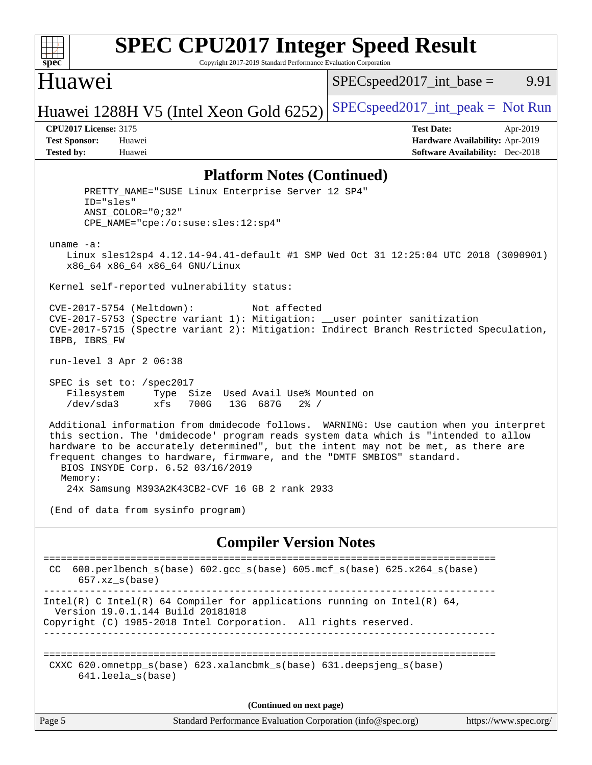# SPEC CPU2017 Integer Speed Result

Copyright 2017-2019 Standard Performance Evaluation Corporation

## Huawei

Huawei 1288H V5 (Intel Xeon Gold 6252)

SPECspeed2017_int_base = 9.91

SPECspeed2017_int_peak = Not Run

**CPU2017 License:** 3175
**Test Sponsor:** Huawei
**Tested by:** Huawei

**Test Date:** Apr-2019
**Hardware Availability:** Apr-2019
**Software Availability:** Dec-2018

### Platform Notes (Continued)

```
      PRETTY_NAME="SUSE Linux Enterprise Server 12 SP4"
      ID="sles"
      ANSI_COLOR="0;32"
      CPE_NAME="cpe:/o:suse:sles:12:sp4"

 uname -a:
    Linux sles12sp4 4.12.14-94.41-default #1 SMP Wed Oct 31 12:25:04 UTC 2018 (3090901)
    x86_64 x86_64 x86_64 GNU/Linux

 Kernel self-reported vulnerability status:

 CVE-2017-5754 (Meltdown):          Not affected
 CVE-2017-5753 (Spectre variant 1): Mitigation: __user pointer sanitization
 CVE-2017-5715 (Spectre variant 2): Mitigation: Indirect Branch Restricted Speculation,
 IBPB, IBRS_FW

 run-level 3 Apr 2 06:38

 SPEC is set to: /spec2017
    Filesystem     Type  Size  Used Avail Use% Mounted on
    /dev/sda3      xfs   700G   13G  687G   2% /

 Additional information from dmidecode follows.  WARNING: Use caution when you interpret
 this section. The 'dmidecode' program reads system data which is "intended to allow
 hardware to be accurately determined", but the intent may not be met, as there are
 frequent changes to hardware, firmware, and the "DMTF SMBIOS" standard.
   BIOS INSYDE Corp. 6.52 03/16/2019
   Memory:
    24x Samsung M393A2K43CB2-CVF 16 GB 2 rank 2933

 (End of data from sysinfo program)
```

### Compiler Version Notes

```
==============================================================================
 CC  600.perlbench_s(base) 602.gcc_s(base) 605.mcf_s(base) 625.x264_s(base)
      657.xz_s(base)
------------------------------------------------------------------------------
Intel(R) C Intel(R) 64 Compiler for applications running on Intel(R) 64,
  Version 19.0.1.144 Build 20181018
Copyright (C) 1985-2018 Intel Corporation.  All rights reserved.
------------------------------------------------------------------------------

==============================================================================
 CXXC 620.omnetpp_s(base) 623.xalancbmk_s(base) 631.deepsjeng_s(base)
      641.leela_s(base)
```

(Continued on next page)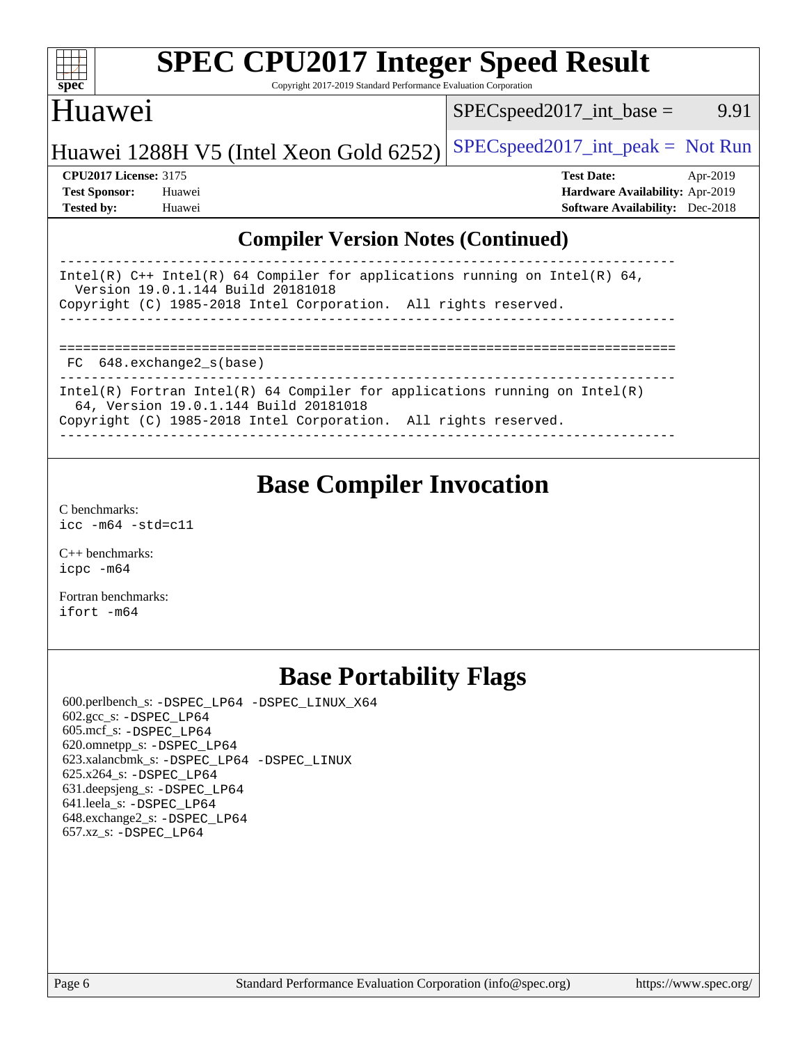# Huawei

Huawei 1288H V5 (Intel Xeon Gold 6252)

SPECspeed2017_int_base = 9.91

SPECspeed2017_int_peak = Not Run

**CPU2017 License:** 3175
**Test Sponsor:** Huawei
**Tested by:** Huawei

**Test Date:** Apr-2019
**Hardware Availability:** Apr-2019
**Software Availability:** Dec-2018

## Compiler Version Notes (Continued)

```
------------------------------------------------------------------------------
Intel(R) C++ Intel(R) 64 Compiler for applications running on Intel(R) 64,
  Version 19.0.1.144 Build 20181018
Copyright (C) 1985-2018 Intel Corporation.  All rights reserved.
------------------------------------------------------------------------------

==============================================================================
 FC  648.exchange2_s(base)
------------------------------------------------------------------------------
Intel(R) Fortran Intel(R) 64 Compiler for applications running on Intel(R)
  64, Version 19.0.1.144 Build 20181018
Copyright (C) 1985-2018 Intel Corporation.  All rights reserved.
------------------------------------------------------------------------------
```

## Base Compiler Invocation

C benchmarks:
`icc -m64 -std=c11`

C++ benchmarks:
`icpc -m64`

Fortran benchmarks:
`ifort -m64`

## Base Portability Flags

600.perlbench_s: -DSPEC_LP64 -DSPEC_LINUX_X64
602.gcc_s: -DSPEC_LP64
605.mcf_s: -DSPEC_LP64
620.omnetpp_s: -DSPEC_LP64
623.xalancbmk_s: -DSPEC_LP64 -DSPEC_LINUX
625.x264_s: -DSPEC_LP64
631.deepsjeng_s: -DSPEC_LP64
641.leela_s: -DSPEC_LP64
648.exchange2_s: -DSPEC_LP64
657.xz_s: -DSPEC_LP64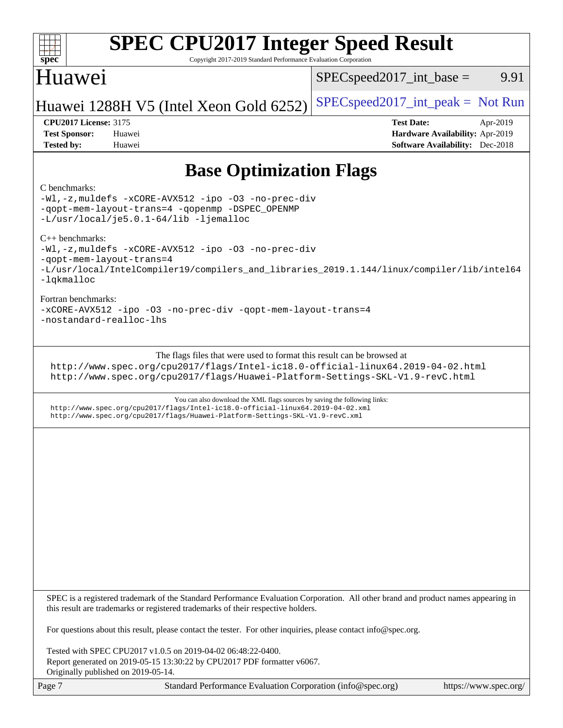# SPEC CPU2017 Integer Speed Result

Copyright 2017-2019 Standard Performance Evaluation Corporation

## Huawei

SPECspeed2017_int_base = 9.91

Huawei 1288H V5 (Intel Xeon Gold 6252)

SPECspeed2017_int_peak = Not Run

**CPU2017 License:** 3175
**Test Sponsor:** Huawei
**Tested by:** Huawei

**Test Date:** Apr-2019
**Hardware Availability:** Apr-2019
**Software Availability:** Dec-2018

## Base Optimization Flags

C benchmarks:

```
-Wl,-z,muldefs -xCORE-AVX512 -ipo -O3 -no-prec-div
-qopt-mem-layout-trans=4 -qopenmp -DSPEC_OPENMP
-L/usr/local/je5.0.1-64/lib -ljemalloc
```

C++ benchmarks:

```
-Wl,-z,muldefs -xCORE-AVX512 -ipo -O3 -no-prec-div
-qopt-mem-layout-trans=4
-L/usr/local/IntelCompiler19/compilers_and_libraries_2019.1.144/linux/compiler/lib/intel64
-lqkmalloc
```

Fortran benchmarks:

```
-xCORE-AVX512 -ipo -O3 -no-prec-div -qopt-mem-layout-trans=4
-nostandard-realloc-lhs
```

The flags files that were used to format this result can be browsed at

http://www.spec.org/cpu2017/flags/Intel-ic18.0-official-linux64.2019-04-02.html
http://www.spec.org/cpu2017/flags/Huawei-Platform-Settings-SKL-V1.9-revC.html

You can also download the XML flags sources by saving the following links:

http://www.spec.org/cpu2017/flags/Intel-ic18.0-official-linux64.2019-04-02.xml
http://www.spec.org/cpu2017/flags/Huawei-Platform-Settings-SKL-V1.9-revC.xml

SPEC is a registered trademark of the Standard Performance Evaluation Corporation. All other brand and product names appearing in this result are trademarks or registered trademarks of their respective holders.

For questions about this result, please contact the tester. For other inquiries, please contact info@spec.org.

Tested with SPEC CPU2017 v1.0.5 on 2019-04-02 06:48:22-0400.
Report generated on 2019-05-15 13:30:22 by CPU2017 PDF formatter v6067.
Originally published on 2019-05-14.